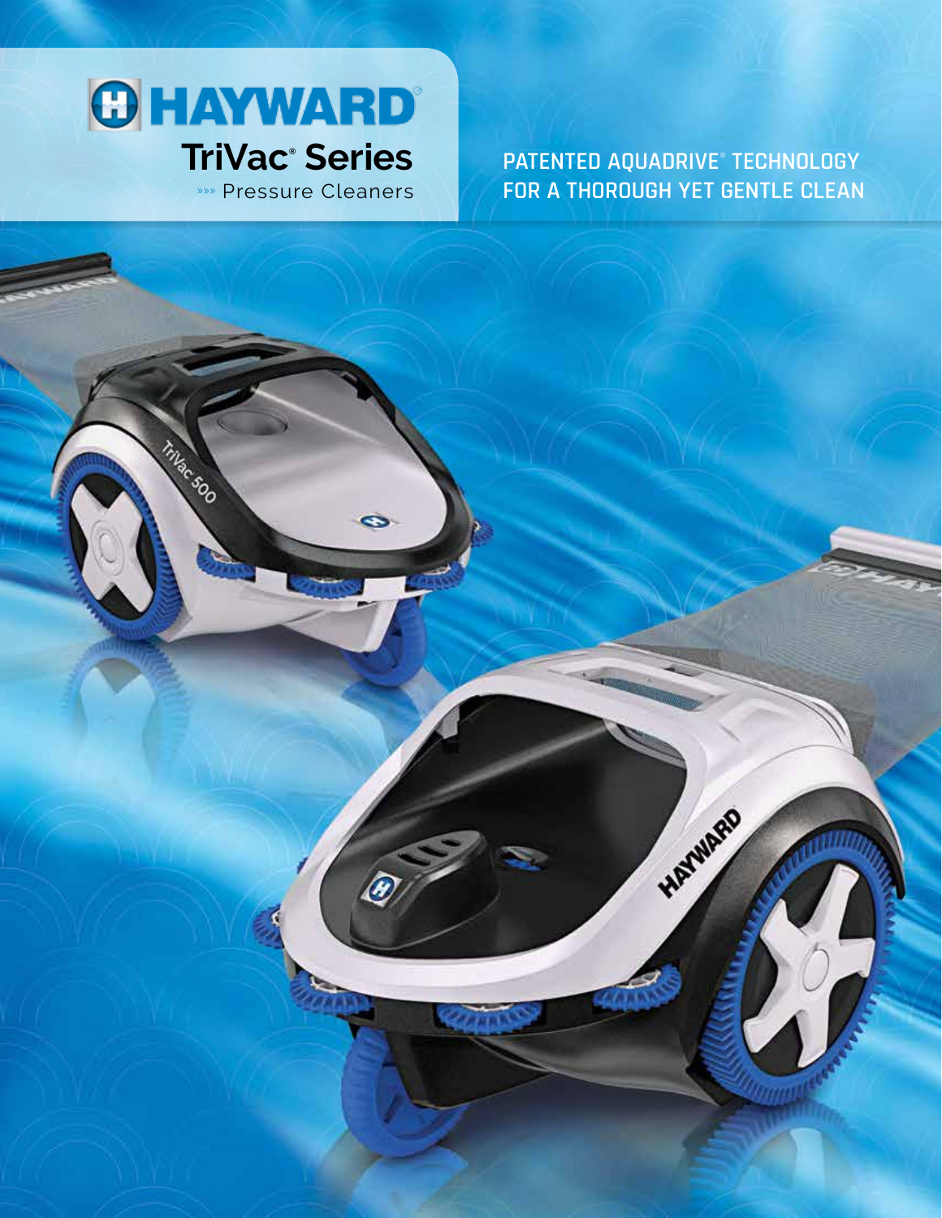# HAYWARD®

## TriVac® Series

»»» Pressure Cleaners

PATENTED AQUADRIVE® TECHNOLOGY FOR A THOROUGH YET GENTLE CLEAN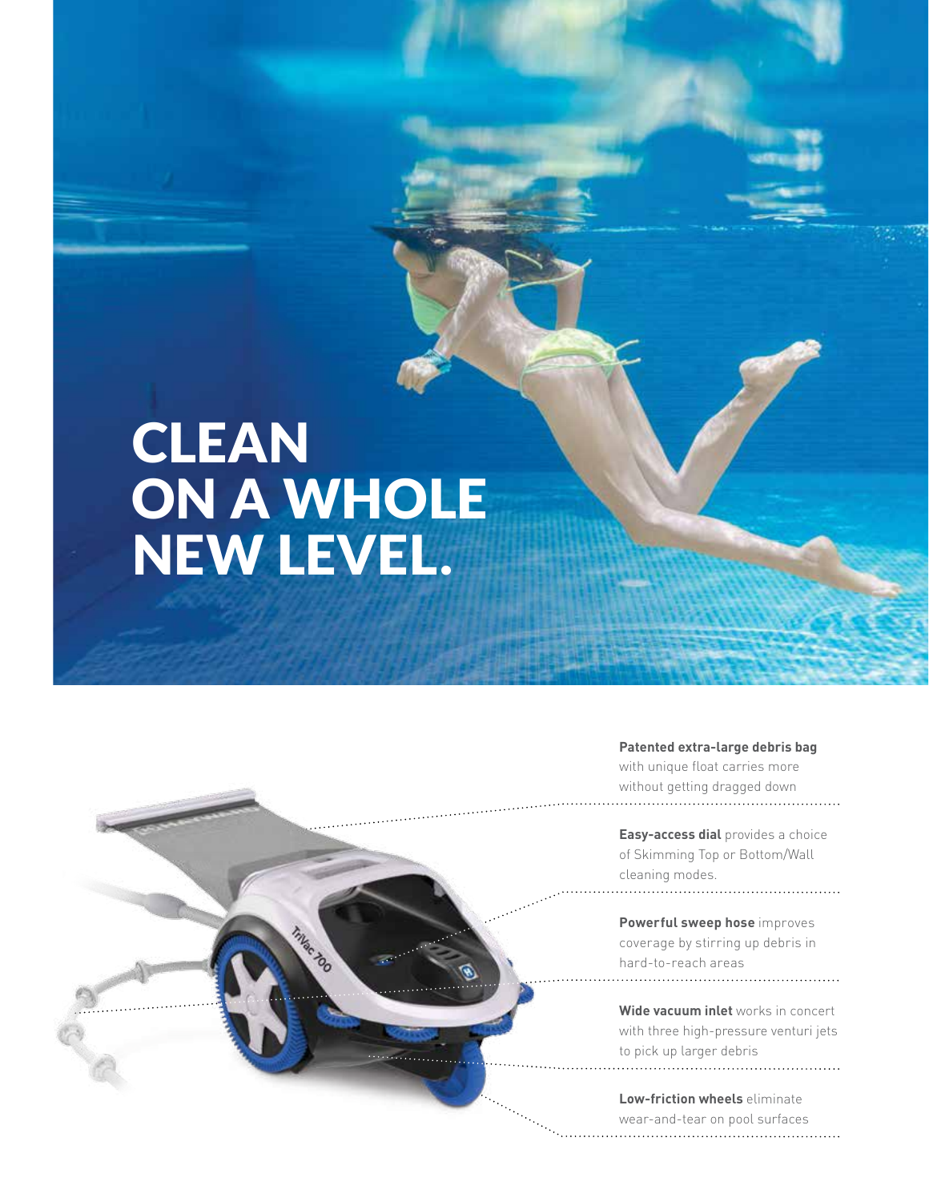# CLEAN ON A WHOLE NEW LEVEL.

**Patented extra-large debris bag** with unique float carries more without getting dragged down

**Easy-access dial** provides a choice of Skimming Top or Bottom/Wall cleaning modes.

**Powerful sweep hose** improves coverage by stirring up debris in hard-to-reach areas

**Wide vacuum inlet** works in concert with three high-pressure venturi jets to pick up larger debris

**Low-friction wheels** eliminate wear-and-tear on pool surfaces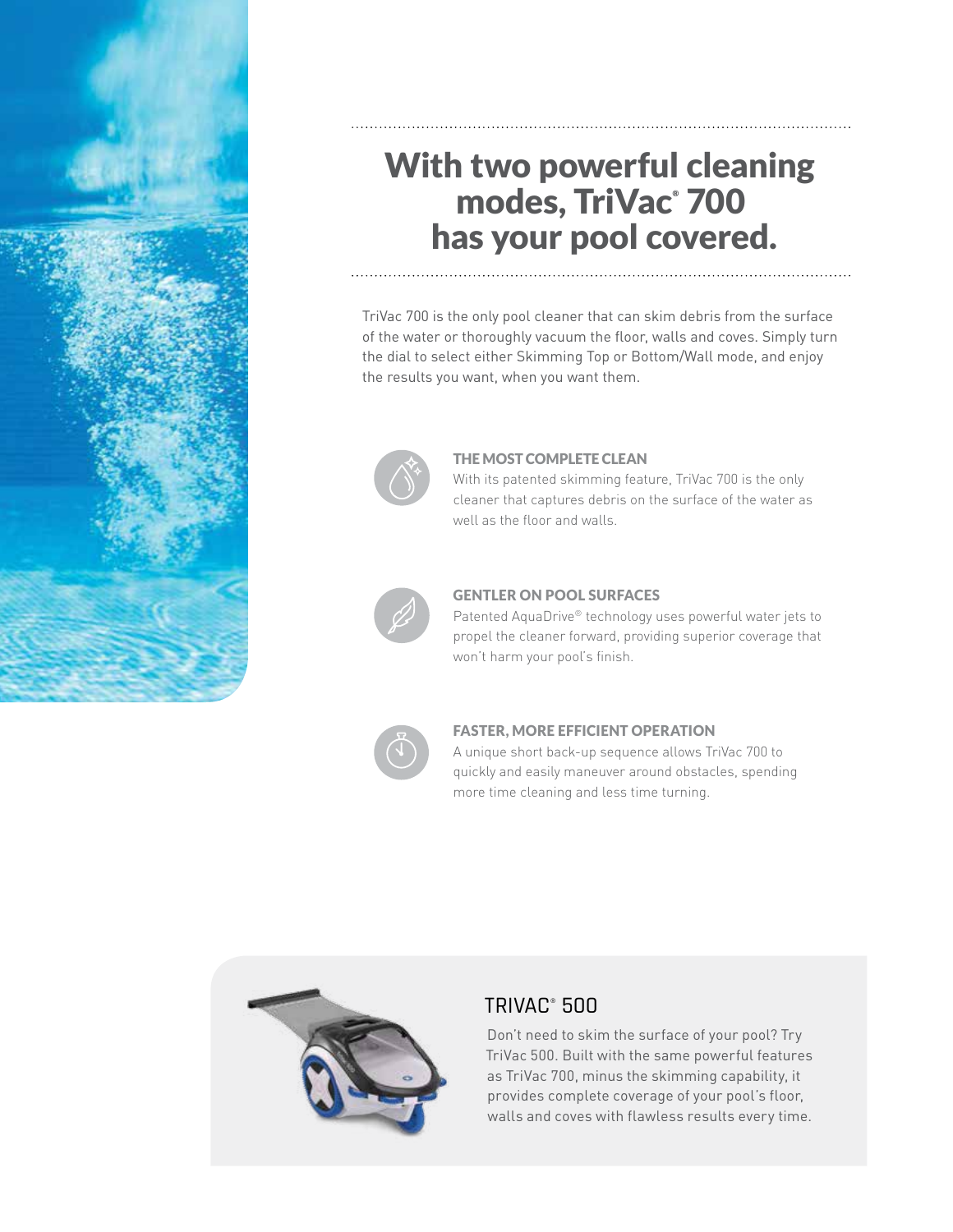# With two powerful cleaning modes, TriVac® 700 has your pool covered.

TriVac 700 is the only pool cleaner that can skim debris from the surface of the water or thoroughly vacuum the floor, walls and coves. Simply turn the dial to select either Skimming Top or Bottom/Wall mode, and enjoy the results you want, when you want them.

### THE MOST COMPLETE CLEAN

With its patented skimming feature, TriVac 700 is the only cleaner that captures debris on the surface of the water as well as the floor and walls.

### GENTLER ON POOL SURFACES

Patented AquaDrive® technology uses powerful water jets to propel the cleaner forward, providing superior coverage that won't harm your pool's finish.

### FASTER, MORE EFFICIENT OPERATION

A unique short back-up sequence allows TriVac 700 to quickly and easily maneuver around obstacles, spending more time cleaning and less time turning.

## TRIVAC® 500

Don't need to skim the surface of your pool? Try TriVac 500. Built with the same powerful features as TriVac 700, minus the skimming capability, it provides complete coverage of your pool's floor, walls and coves with flawless results every time.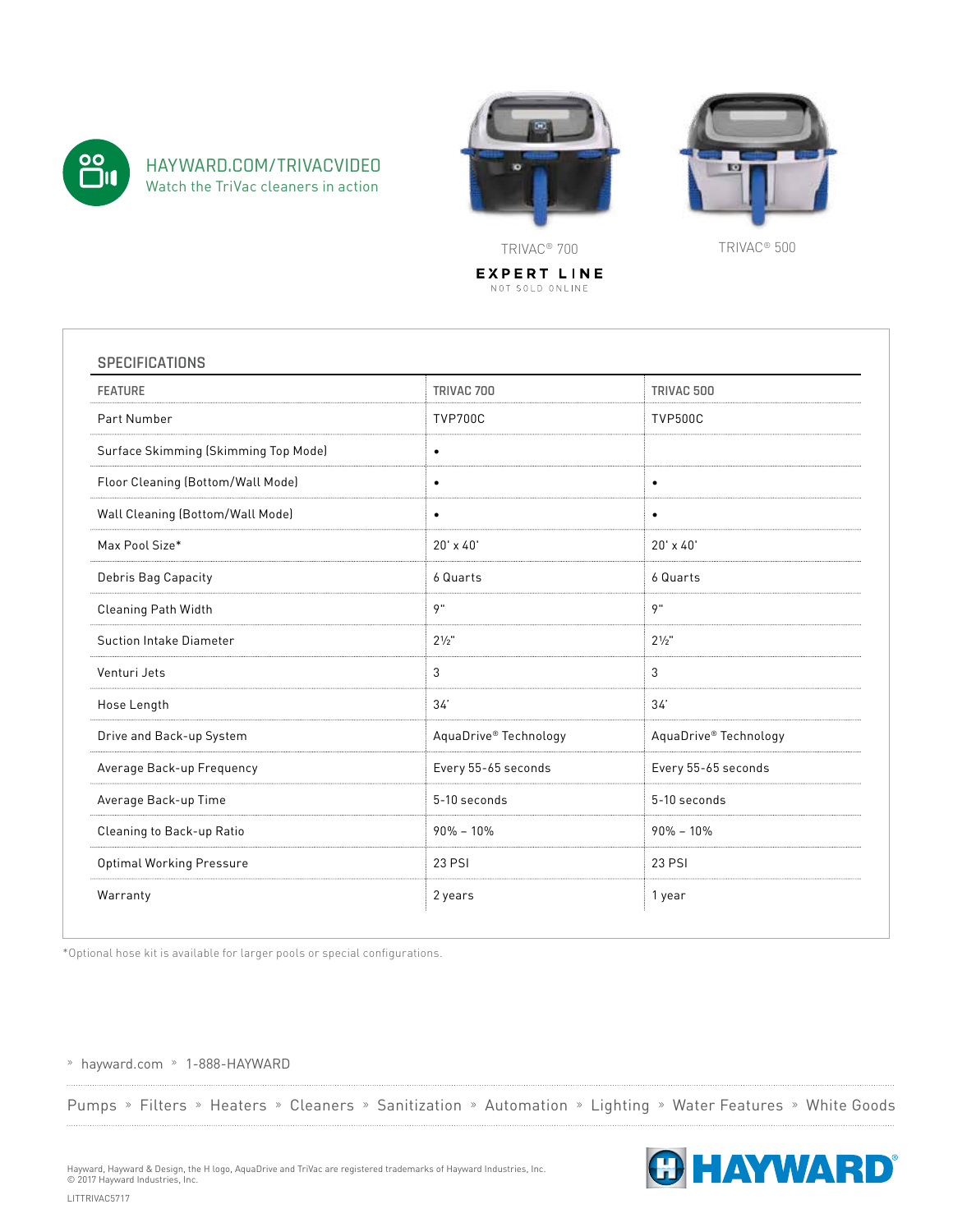HAYWARD.COM/TRIVACVIDEO
Watch the TriVac cleaners in action

TRIVAC® 700

**EXPERT LINE**
NOT SOLD ONLINE

TRIVAC® 500

## SPECIFICATIONS

| FEATURE | TRIVAC 700 | TRIVAC 500 |
|---|---|---|
| Part Number | TVP700C | TVP500C |
| Surface Skimming (Skimming Top Mode) | • | |
| Floor Cleaning (Bottom/Wall Mode) | • | • |
| Wall Cleaning (Bottom/Wall Mode) | • | • |
| Max Pool Size* | 20' x 40' | 20' x 40' |
| Debris Bag Capacity | 6 Quarts | 6 Quarts |
| Cleaning Path Width | 9" | 9" |
| Suction Intake Diameter | 2½" | 2½" |
| Venturi Jets | 3 | 3 |
| Hose Length | 34' | 34' |
| Drive and Back-up System | AquaDrive® Technology | AquaDrive® Technology |
| Average Back-up Frequency | Every 55-65 seconds | Every 55-65 seconds |
| Average Back-up Time | 5-10 seconds | 5-10 seconds |
| Cleaning to Back-up Ratio | 90% – 10% | 90% – 10% |
| Optimal Working Pressure | 23 PSI | 23 PSI |
| Warranty | 2 years | 1 year |

*Optional hose kit is available for larger pools or special configurations.

» hayward.com » 1-888-HAYWARD

Pumps » Filters » Heaters » Cleaners » Sanitization » Automation » Lighting » Water Features » White Goods

Hayward, Hayward & Design, the H logo, AquaDrive and TriVac are registered trademarks of Hayward Industries, Inc.
© 2017 Hayward Industries, Inc.

LITTRIVAC5717

HAYWARD®